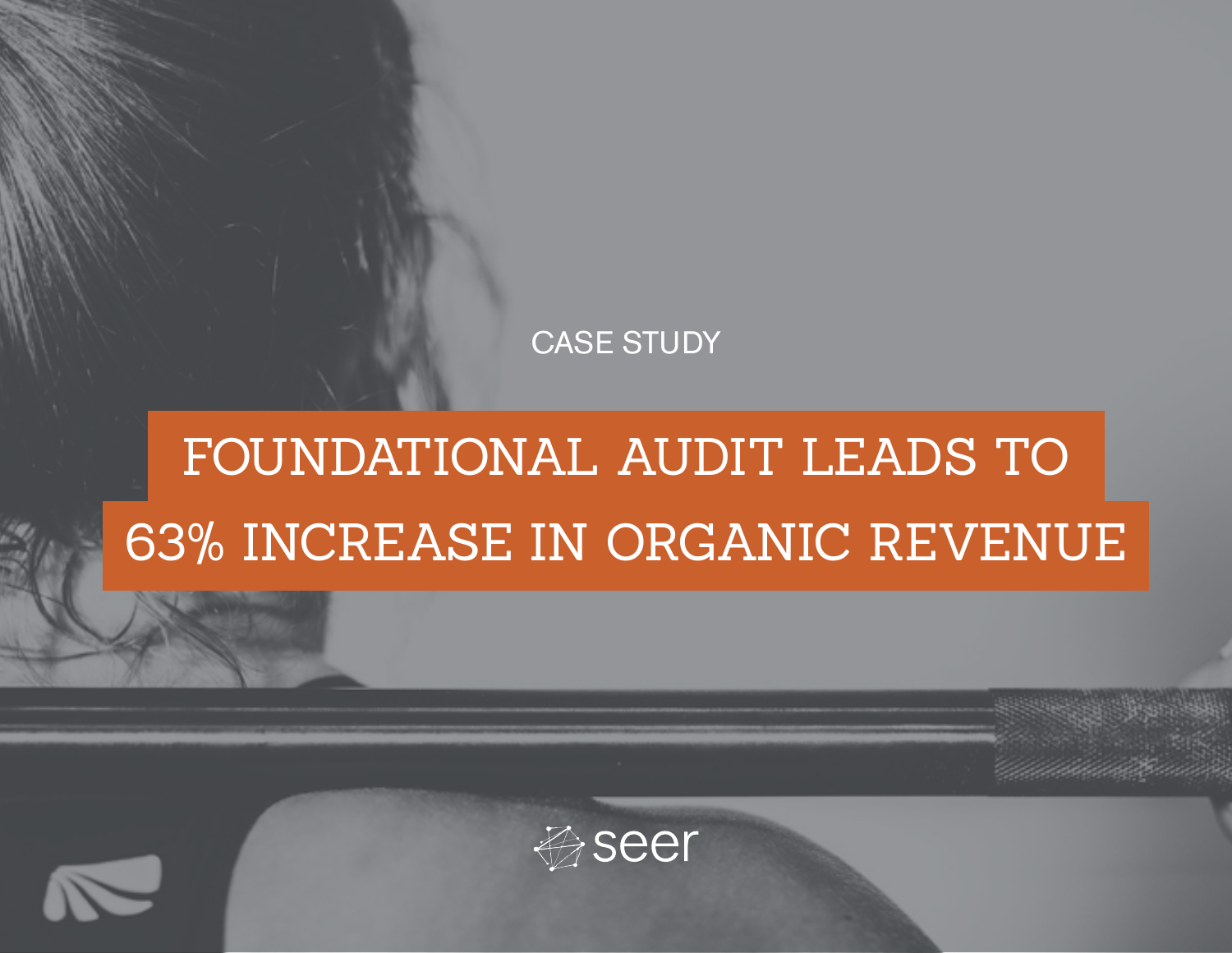CASE STUDY

# FOUNDATIONAL AUDIT LEADS TO 63% INCREASE IN ORGANIC REVENUE

seer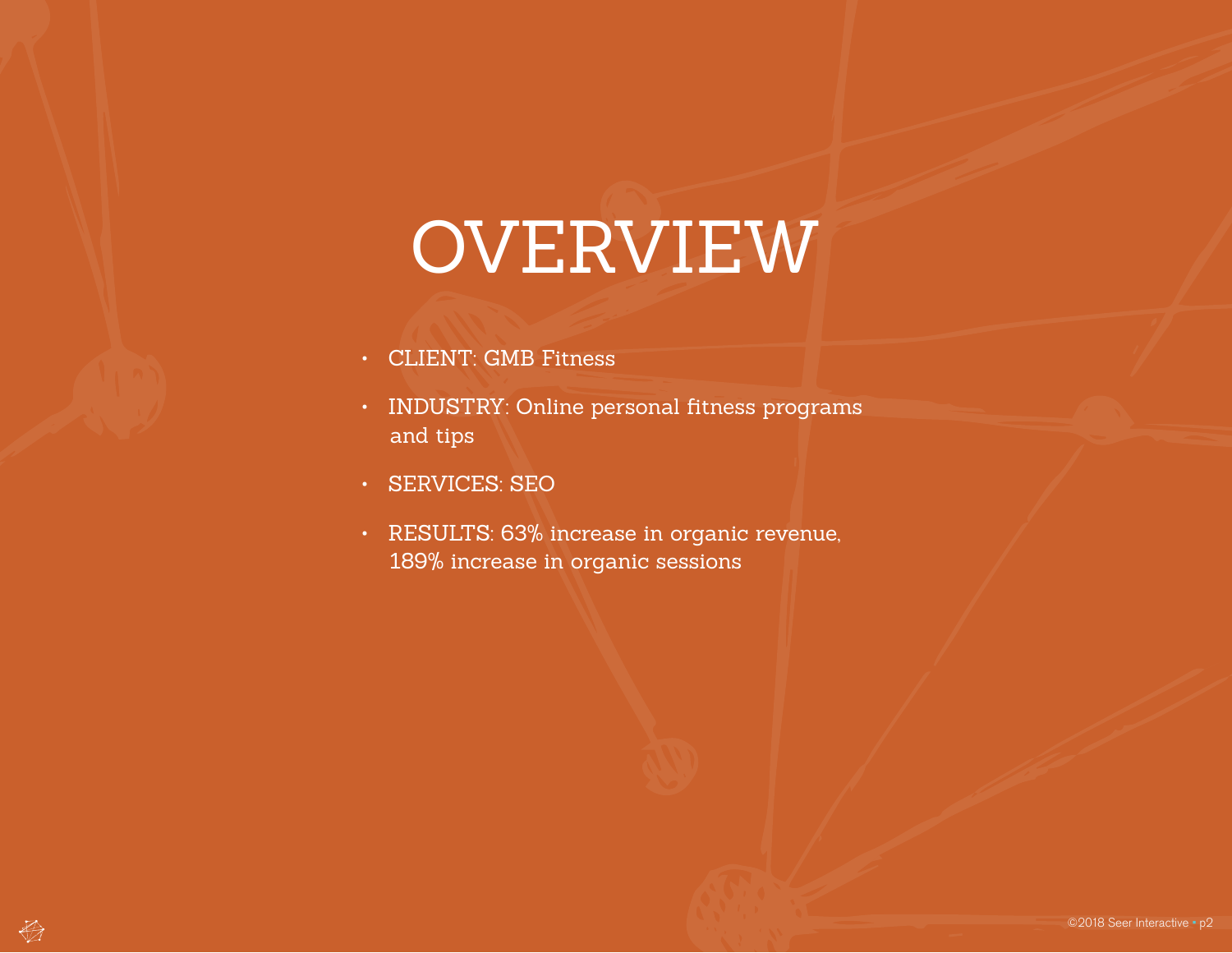# OVERVIEW

- CLIENT: GMB Fitness
- INDUSTRY: Online personal fitness programs and tips
- SERVICES: SEO
- RESULTS: 63% increase in organic revenue, 189% increase in organic sessions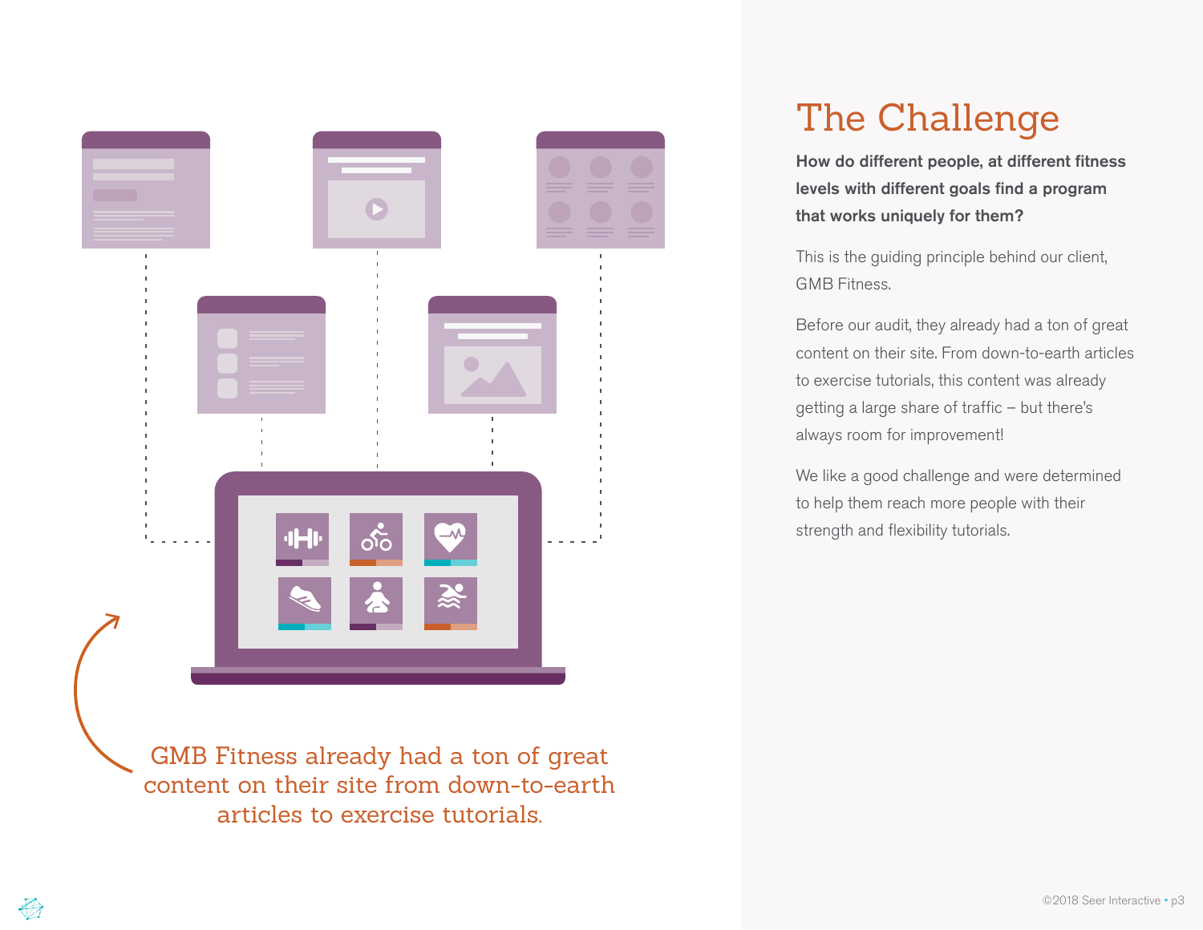GMB Fitness already had a ton of great content on their site from down-to-earth articles to exercise tutorials.

# The Challenge

**How do different people, at different fitness levels with different goals find a program that works uniquely for them?**

This is the guiding principle behind our client, GMB Fitness.

Before our audit, they already had a ton of great content on their site. From down-to-earth articles to exercise tutorials, this content was already getting a large share of traffic – but there's always room for improvement!

We like a good challenge and were determined to help them reach more people with their strength and flexibility tutorials.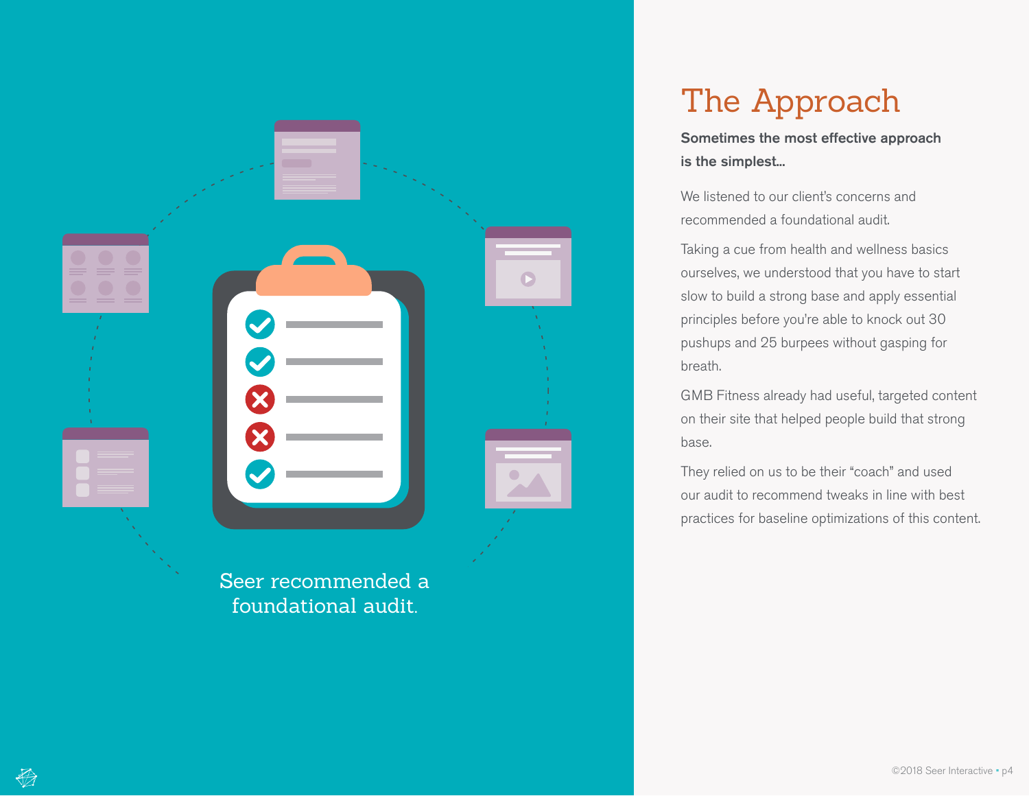Seer recommended a foundational audit.

# The Approach

**Sometimes the most effective approach is the simplest...**

We listened to our client's concerns and recommended a foundational audit.

Taking a cue from health and wellness basics ourselves, we understood that you have to start slow to build a strong base and apply essential principles before you're able to knock out 30 pushups and 25 burpees without gasping for breath.

GMB Fitness already had useful, targeted content on their site that helped people build that strong base.

They relied on us to be their "coach" and used our audit to recommend tweaks in line with best practices for baseline optimizations of this content.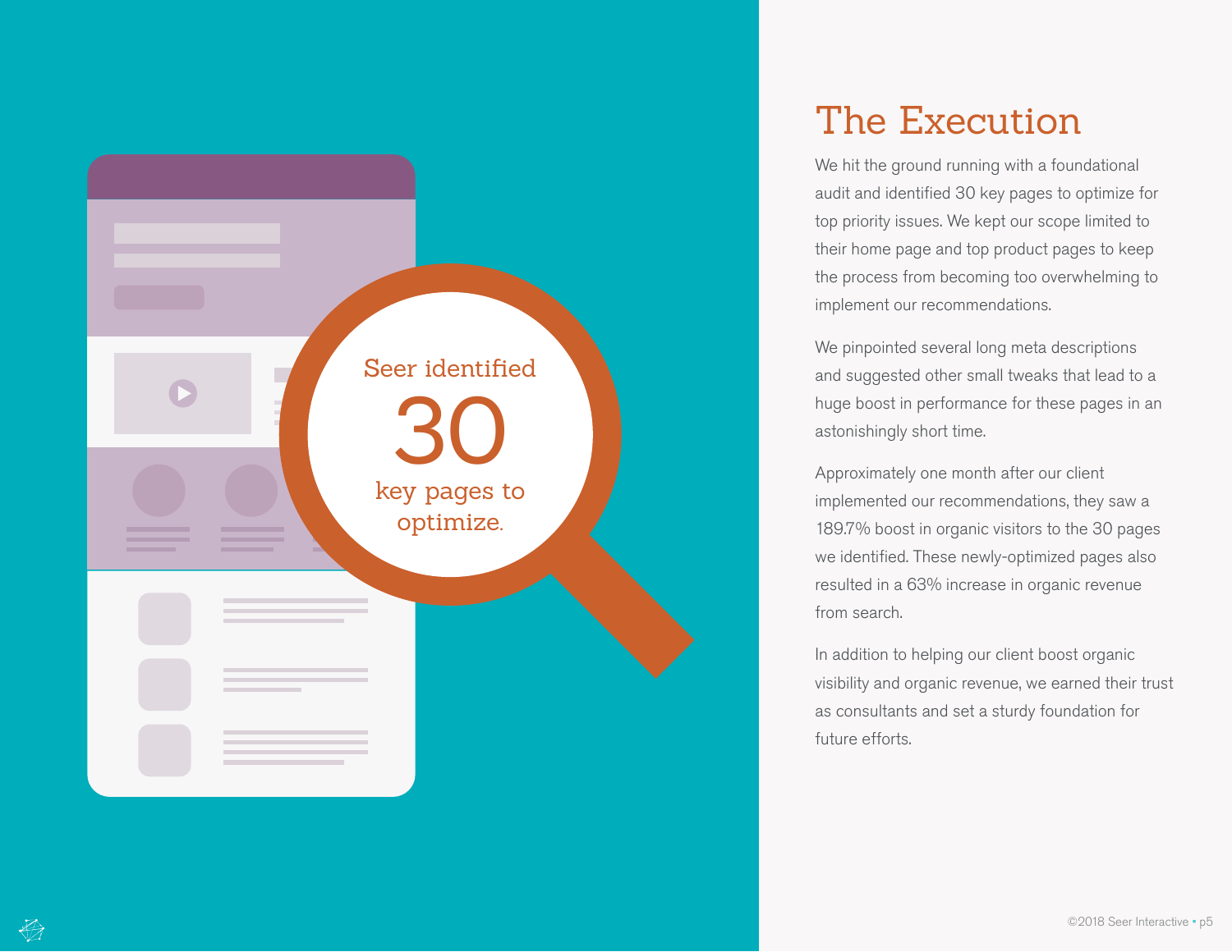Seer identified **30** key pages to optimize.

# The Execution

We hit the ground running with a foundational audit and identified 30 key pages to optimize for top priority issues. We kept our scope limited to their home page and top product pages to keep the process from becoming too overwhelming to implement our recommendations.

We pinpointed several long meta descriptions and suggested other small tweaks that lead to a huge boost in performance for these pages in an astonishingly short time.

Approximately one month after our client implemented our recommendations, they saw a 189.7% boost in organic visitors to the 30 pages we identified. These newly-optimized pages also resulted in a 63% increase in organic revenue from search.

In addition to helping our client boost organic visibility and organic revenue, we earned their trust as consultants and set a sturdy foundation for future efforts.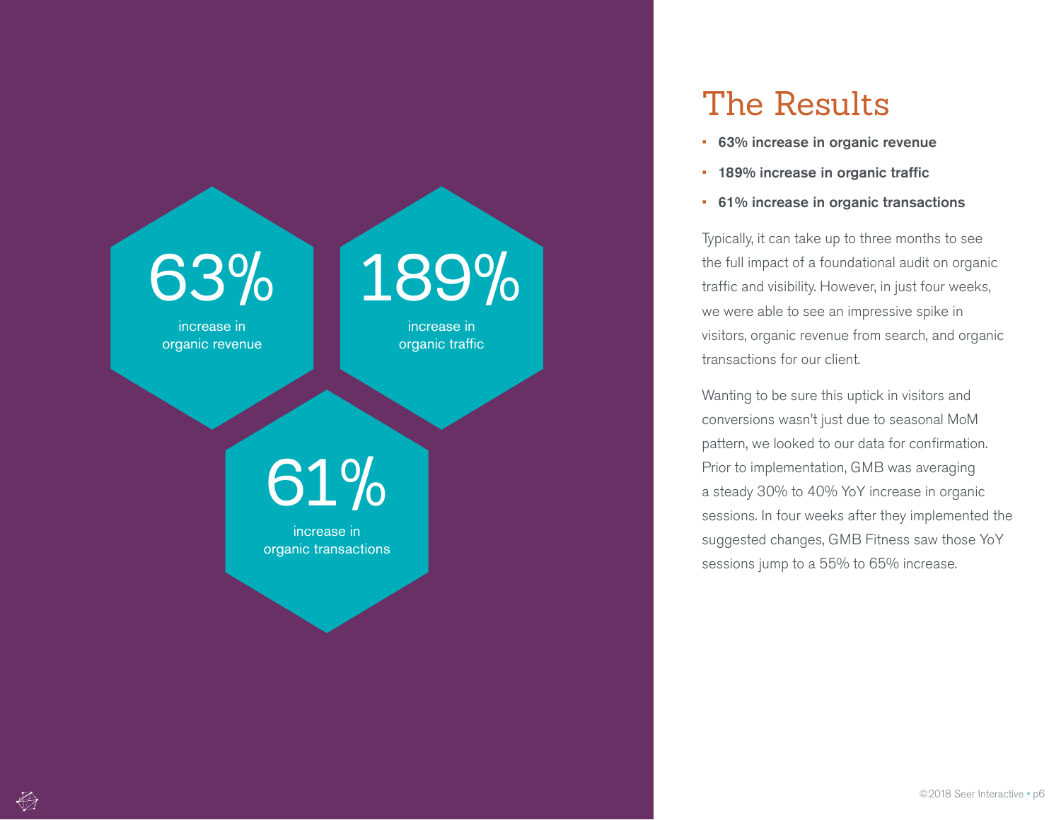63%
increase in
organic revenue

189%
increase in
organic traffic

61%
increase in
organic transactions

## The Results

- **63% increase in organic revenue**
- **189% increase in organic traffic**
- **61% increase in organic transactions**

Typically, it can take up to three months to see the full impact of a foundational audit on organic traffic and visibility. However, in just four weeks, we were able to see an impressive spike in visitors, organic revenue from search, and organic transactions for our client.

Wanting to be sure this uptick in visitors and conversions wasn't just due to seasonal MoM pattern, we looked to our data for confirmation. Prior to implementation, GMB was averaging a steady 30% to 40% YoY increase in organic sessions. In four weeks after they implemented the suggested changes, GMB Fitness saw those YoY sessions jump to a 55% to 65% increase.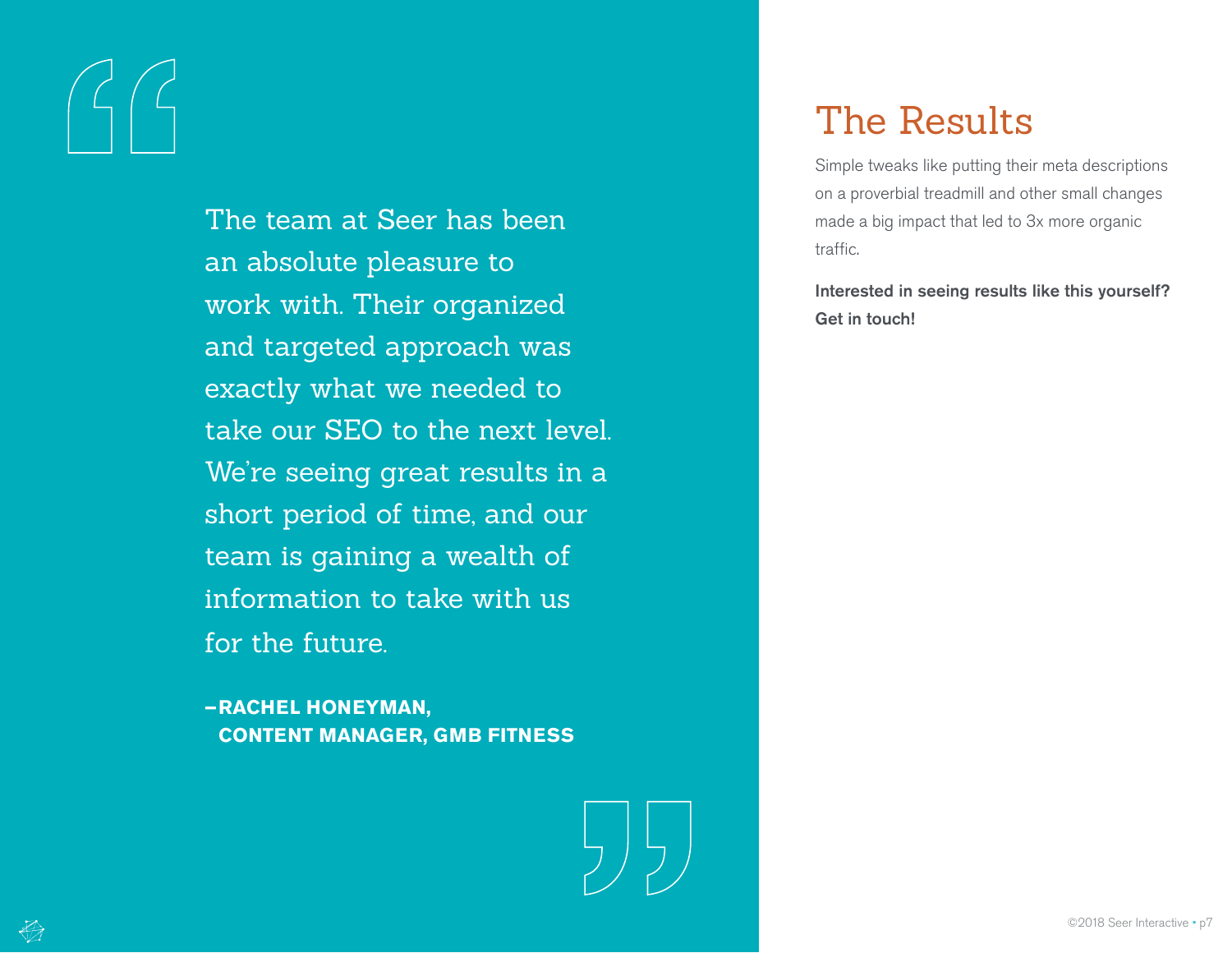> The team at Seer has been an absolute pleasure to work with. Their organized and targeted approach was exactly what we needed to take our SEO to the next level. We're seeing great results in a short period of time, and our team is gaining a wealth of information to take with us for the future.
>
> **–RACHEL HONEYMAN, CONTENT MANAGER, GMB FITNESS**

# The Results

Simple tweaks like putting their meta descriptions on a proverbial treadmill and other small changes made a big impact that led to 3x more organic traffic.

**Interested in seeing results like this yourself? Get in touch!**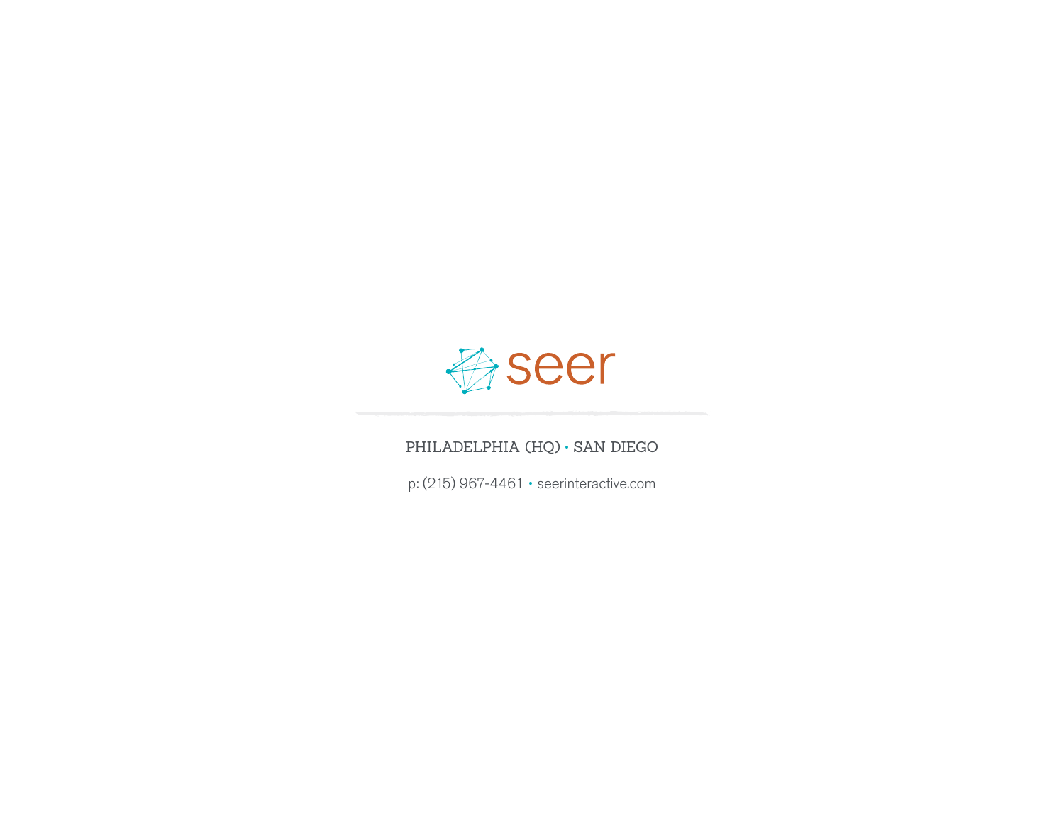seer

PHILADELPHIA (HQ) • SAN DIEGO

p: (215) 967-4461 • seerinteractive.com